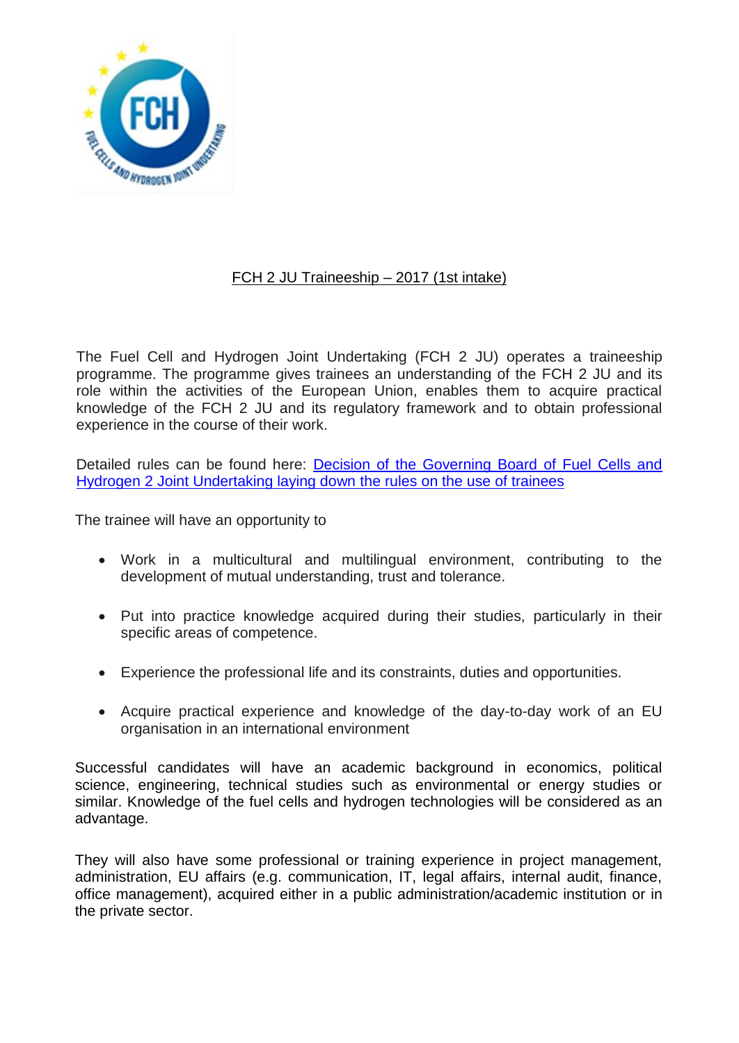## FCH 2 JU Traineeship – 2017 (1st intake)

The Fuel Cell and Hydrogen Joint Undertaking (FCH 2 JU) operates a traineeship programme. The programme gives trainees an understanding of the FCH 2 JU and its role within the activities of the European Union, enables them to acquire practical knowledge of the FCH 2 JU and its regulatory framework and to obtain professional experience in the course of their work.

Detailed rules can be found here: Decision of the Governing Board of Fuel Cells and Hydrogen 2 Joint Undertaking laying down the rules on the use of trainees

The trainee will have an opportunity to

- Work in a multicultural and multilingual environment, contributing to the development of mutual understanding, trust and tolerance.
- Put into practice knowledge acquired during their studies, particularly in their specific areas of competence.
- Experience the professional life and its constraints, duties and opportunities.
- Acquire practical experience and knowledge of the day-to-day work of an EU organisation in an international environment

Successful candidates will have an academic background in economics, political science, engineering, technical studies such as environmental or energy studies or similar. Knowledge of the fuel cells and hydrogen technologies will be considered as an advantage.

They will also have some professional or training experience in project management, administration, EU affairs (e.g. communication, IT, legal affairs, internal audit, finance, office management), acquired either in a public administration/academic institution or in the private sector.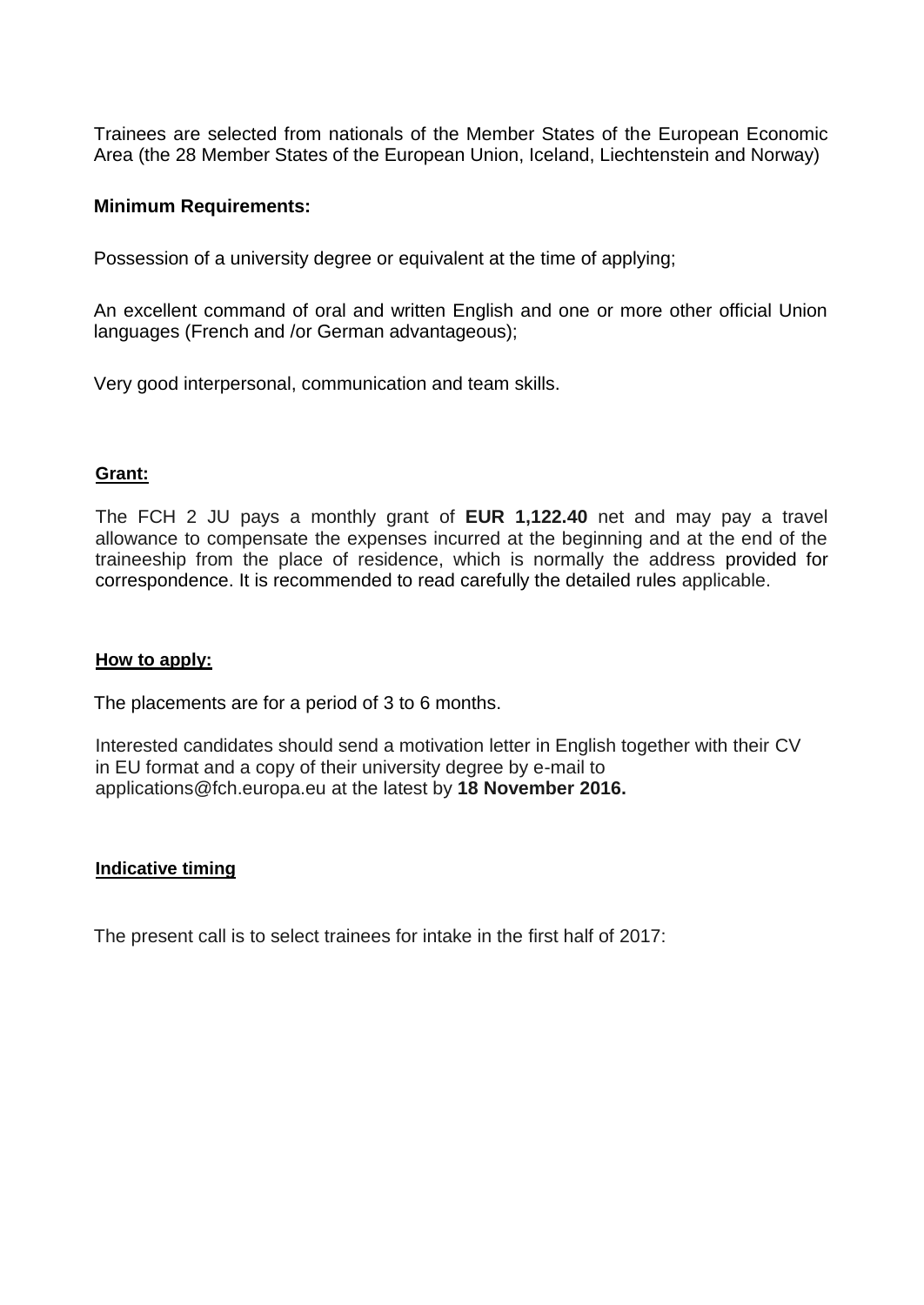Trainees are selected from nationals of the Member States of the European Economic Area (the 28 Member States of the European Union, Iceland, Liechtenstein and Norway)

**Minimum Requirements:**

Possession of a university degree or equivalent at the time of applying;

An excellent command of oral and written English and one or more other official Union languages (French and /or German advantageous);

Very good interpersonal, communication and team skills.

**Grant:**

The FCH 2 JU pays a monthly grant of **EUR 1,122.40** net and may pay a travel allowance to compensate the expenses incurred at the beginning and at the end of the traineeship from the place of residence, which is normally the address provided for correspondence. It is recommended to read carefully the detailed rules applicable.

**How to apply:**

The placements are for a period of 3 to 6 months.

Interested candidates should send a motivation letter in English together with their CV in EU format and a copy of their university degree by e-mail to applications@fch.europa.eu at the latest by **18 November 2016.**

**Indicative timing**

The present call is to select trainees for intake in the first half of 2017: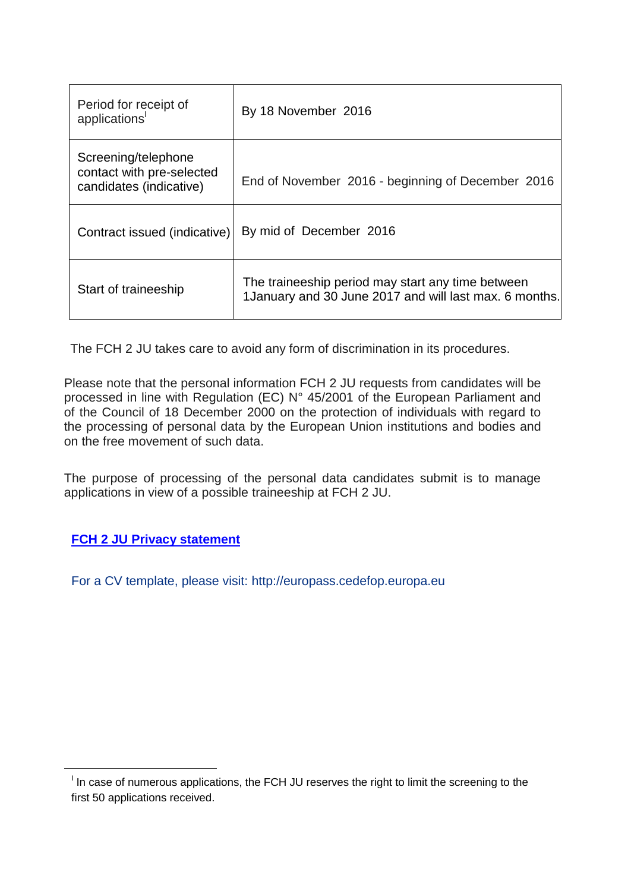| | |
|---|---|
| Period for receipt of applications[I] | By 18 November 2016 |
| Screening/telephone contact with pre-selected candidates (indicative) | End of November 2016 - beginning of December 2016 |
| Contract issued (indicative) | By mid of December 2016 |
| Start of traineeship | The traineeship period may start any time between 1January and 30 June 2017 and will last max. 6 months. |

The FCH 2 JU takes care to avoid any form of discrimination in its procedures.

Please note that the personal information FCH 2 JU requests from candidates will be processed in line with Regulation (EC) N° 45/2001 of the European Parliament and of the Council of 18 December 2000 on the protection of individuals with regard to the processing of personal data by the European Union institutions and bodies and on the free movement of such data.

The purpose of processing of the personal data candidates submit is to manage applications in view of a possible traineeship at FCH 2 JU.

**FCH 2 JU Privacy statement**

For a CV template, please visit: http://europass.cedefop.europa.eu

[I] In case of numerous applications, the FCH JU reserves the right to limit the screening to the first 50 applications received.